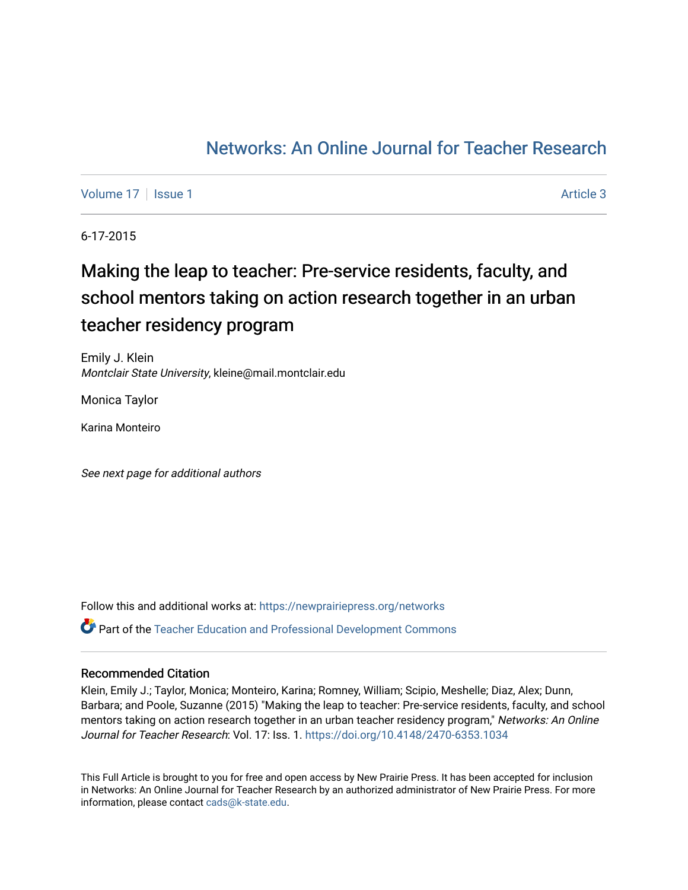# Networks: An Online Journal for Teacher Research

Volume 17 | Issue 1 Article 3

6-17-2015

# Making the leap to teacher: Pre-service residents, faculty, and school mentors taking on action research together in an urban teacher residency program

Emily J. Klein
*Montclair State University*, kleine@mail.montclair.edu

Monica Taylor

Karina Monteiro

*See next page for additional authors*

Follow this and additional works at: https://newprairiepress.org/networks

Part of the Teacher Education and Professional Development Commons

## Recommended Citation

Klein, Emily J.; Taylor, Monica; Monteiro, Karina; Romney, William; Scipio, Meshelle; Diaz, Alex; Dunn, Barbara; and Poole, Suzanne (2015) "Making the leap to teacher: Pre-service residents, faculty, and school mentors taking on action research together in an urban teacher residency program," *Networks: An Online Journal for Teacher Research*: Vol. 17: Iss. 1. https://doi.org/10.4148/2470-6353.1034

This Full Article is brought to you for free and open access by New Prairie Press. It has been accepted for inclusion in Networks: An Online Journal for Teacher Research by an authorized administrator of New Prairie Press. For more information, please contact cads@k-state.edu.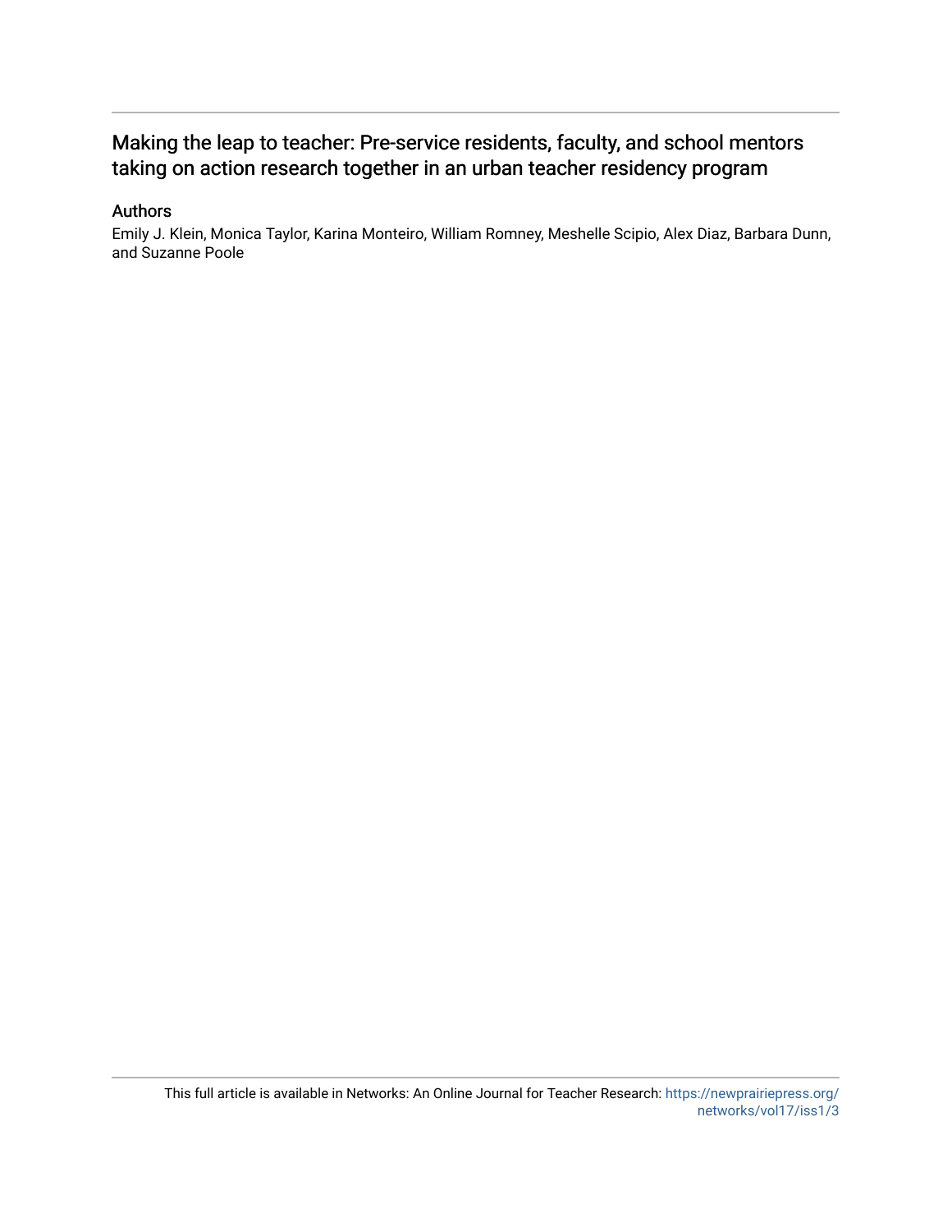# Making the leap to teacher: Pre-service residents, faculty, and school mentors taking on action research together in an urban teacher residency program

## Authors

Emily J. Klein, Monica Taylor, Karina Monteiro, William Romney, Meshelle Scipio, Alex Diaz, Barbara Dunn, and Suzanne Poole

This full article is available in Networks: An Online Journal for Teacher Research: https://newprairiepress.org/networks/vol17/iss1/3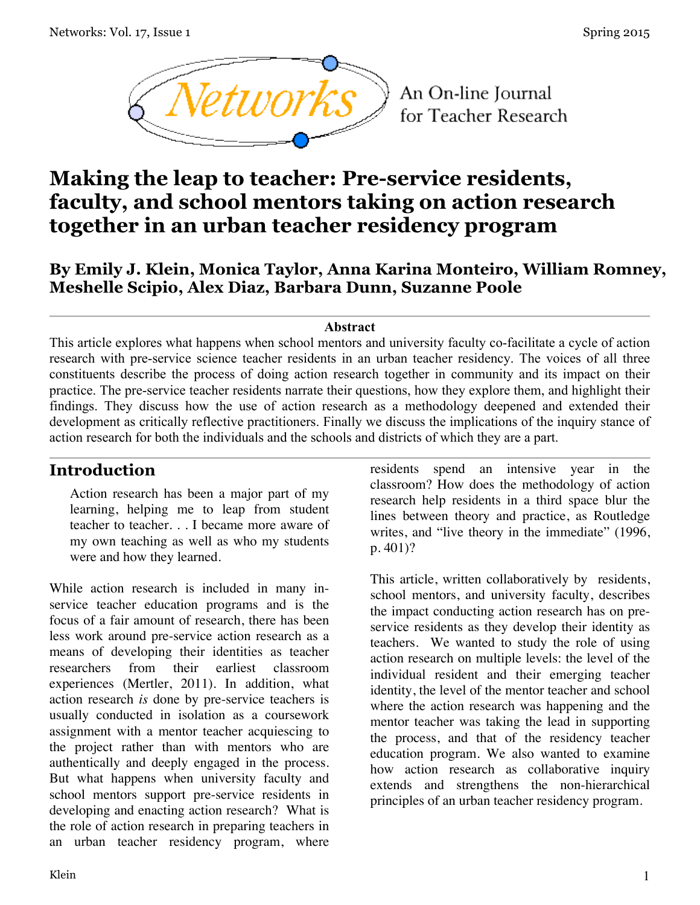# Making the leap to teacher: Pre-service residents, faculty, and school mentors taking on action research together in an urban teacher residency program

## By Emily J. Klein, Monica Taylor, Anna Karina Monteiro, William Romney, Meshelle Scipio, Alex Diaz, Barbara Dunn, Suzanne Poole

**Abstract**

This article explores what happens when school mentors and university faculty co-facilitate a cycle of action research with pre-service science teacher residents in an urban teacher residency. The voices of all three constituents describe the process of doing action research together in community and its impact on their practice. The pre-service teacher residents narrate their questions, how they explore them, and highlight their findings. They discuss how the use of action research as a methodology deepened and extended their development as critically reflective practitioners. Finally we discuss the implications of the inquiry stance of action research for both the individuals and the schools and districts of which they are a part.

## Introduction

> Action research has been a major part of my learning, helping me to leap from student teacher to teacher. . . I became more aware of my own teaching as well as who my students were and how they learned.

While action research is included in many in-service teacher education programs and is the focus of a fair amount of research, there has been less work around pre-service action research as a means of developing their identities as teacher researchers from their earliest classroom experiences (Mertler, 2011). In addition, what action research *is* done by pre-service teachers is usually conducted in isolation as a coursework assignment with a mentor teacher acquiescing to the project rather than with mentors who are authentically and deeply engaged in the process. But what happens when university faculty and school mentors support pre-service residents in developing and enacting action research? What is the role of action research in preparing teachers in an urban teacher residency program, where residents spend an intensive year in the classroom? How does the methodology of action research help residents in a third space blur the lines between theory and practice, as Routledge writes, and "live theory in the immediate" (1996, p. 401)?

This article, written collaboratively by residents, school mentors, and university faculty, describes the impact conducting action research has on pre-service residents as they develop their identity as teachers. We wanted to study the role of using action research on multiple levels: the level of the individual resident and their emerging teacher identity, the level of the mentor teacher and school where the action research was happening and the mentor teacher was taking the lead in supporting the process, and that of the residency teacher education program. We also wanted to examine how action research as collaborative inquiry extends and strengthens the non-hierarchical principles of an urban teacher residency program.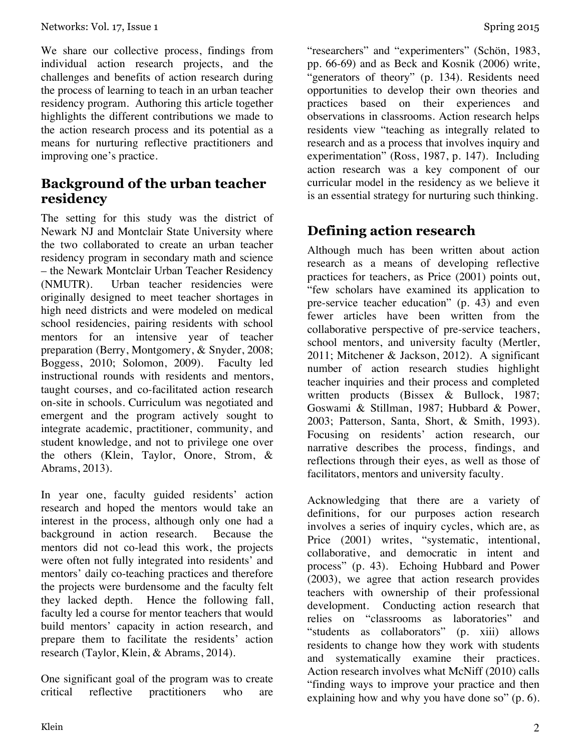We share our collective process, findings from individual action research projects, and the challenges and benefits of action research during the process of learning to teach in an urban teacher residency program. Authoring this article together highlights the different contributions we made to the action research process and its potential as a means for nurturing reflective practitioners and improving one's practice.

## Background of the urban teacher residency

The setting for this study was the district of Newark NJ and Montclair State University where the two collaborated to create an urban teacher residency program in secondary math and science – the Newark Montclair Urban Teacher Residency (NMUTR). Urban teacher residencies were originally designed to meet teacher shortages in high need districts and were modeled on medical school residencies, pairing residents with school mentors for an intensive year of teacher preparation (Berry, Montgomery, & Snyder, 2008; Boggess, 2010; Solomon, 2009). Faculty led instructional rounds with residents and mentors, taught courses, and co-facilitated action research on-site in schools. Curriculum was negotiated and emergent and the program actively sought to integrate academic, practitioner, community, and student knowledge, and not to privilege one over the others (Klein, Taylor, Onore, Strom, & Abrams, 2013).

In year one, faculty guided residents' action research and hoped the mentors would take an interest in the process, although only one had a background in action research. Because the mentors did not co-lead this work, the projects were often not fully integrated into residents' and mentors' daily co-teaching practices and therefore the projects were burdensome and the faculty felt they lacked depth. Hence the following fall, faculty led a course for mentor teachers that would build mentors' capacity in action research, and prepare them to facilitate the residents' action research (Taylor, Klein, & Abrams, 2014).

One significant goal of the program was to create critical reflective practitioners who are "researchers" and "experimenters" (Schön, 1983, pp. 66-69) and as Beck and Kosnik (2006) write, "generators of theory" (p. 134). Residents need opportunities to develop their own theories and practices based on their experiences and observations in classrooms. Action research helps residents view "teaching as integrally related to research and as a process that involves inquiry and experimentation" (Ross, 1987, p. 147). Including action research was a key component of our curricular model in the residency as we believe it is an essential strategy for nurturing such thinking.

## Defining action research

Although much has been written about action research as a means of developing reflective practices for teachers, as Price (2001) points out, "few scholars have examined its application to pre-service teacher education" (p. 43) and even fewer articles have been written from the collaborative perspective of pre-service teachers, school mentors, and university faculty (Mertler, 2011; Mitchener & Jackson, 2012). A significant number of action research studies highlight teacher inquiries and their process and completed written products (Bissex & Bullock, 1987; Goswami & Stillman, 1987; Hubbard & Power, 2003; Patterson, Santa, Short, & Smith, 1993). Focusing on residents' action research, our narrative describes the process, findings, and reflections through their eyes, as well as those of facilitators, mentors and university faculty.

Acknowledging that there are a variety of definitions, for our purposes action research involves a series of inquiry cycles, which are, as Price (2001) writes, "systematic, intentional, collaborative, and democratic in intent and process" (p. 43). Echoing Hubbard and Power (2003), we agree that action research provides teachers with ownership of their professional development. Conducting action research that relies on "classrooms as laboratories" and "students as collaborators" (p. xiii) allows residents to change how they work with students and systematically examine their practices. Action research involves what McNiff (2010) calls "finding ways to improve your practice and then explaining how and why you have done so" (p. 6).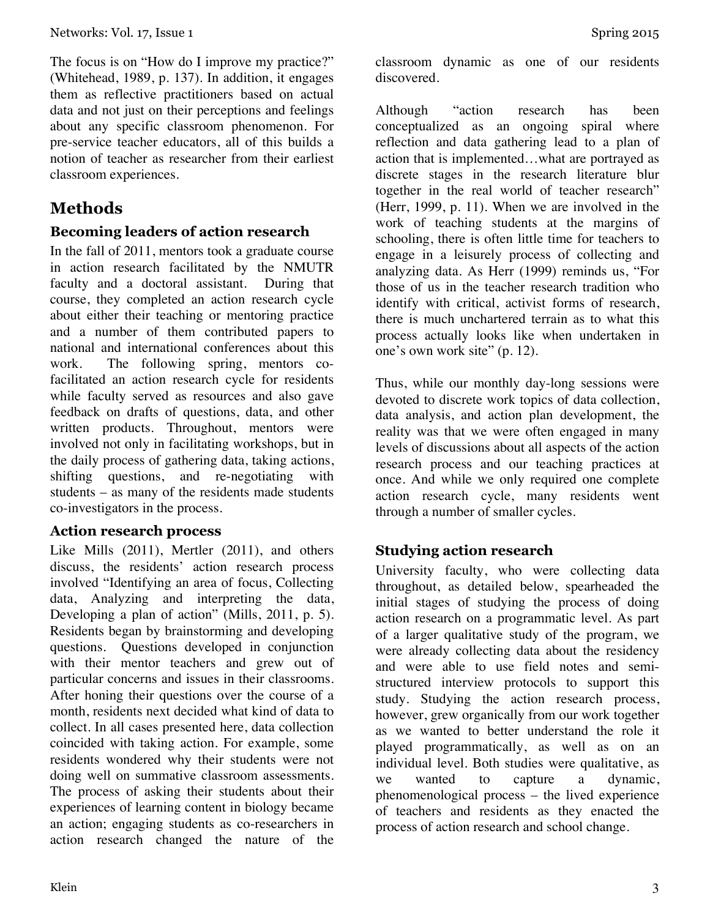The focus is on "How do I improve my practice?" (Whitehead, 1989, p. 137). In addition, it engages them as reflective practitioners based on actual data and not just on their perceptions and feelings about any specific classroom phenomenon. For pre-service teacher educators, all of this builds a notion of teacher as researcher from their earliest classroom experiences.

# Methods

## Becoming leaders of action research

In the fall of 2011, mentors took a graduate course in action research facilitated by the NMUTR faculty and a doctoral assistant. During that course, they completed an action research cycle about either their teaching or mentoring practice and a number of them contributed papers to national and international conferences about this work. The following spring, mentors co-facilitated an action research cycle for residents while faculty served as resources and also gave feedback on drafts of questions, data, and other written products. Throughout, mentors were involved not only in facilitating workshops, but in the daily process of gathering data, taking actions, shifting questions, and re-negotiating with students – as many of the residents made students co-investigators in the process.

## Action research process

Like Mills (2011), Mertler (2011), and others discuss, the residents' action research process involved "Identifying an area of focus, Collecting data, Analyzing and interpreting the data, Developing a plan of action" (Mills, 2011, p. 5). Residents began by brainstorming and developing questions. Questions developed in conjunction with their mentor teachers and grew out of particular concerns and issues in their classrooms. After honing their questions over the course of a month, residents next decided what kind of data to collect. In all cases presented here, data collection coincided with taking action. For example, some residents wondered why their students were not doing well on summative classroom assessments. The process of asking their students about their experiences of learning content in biology became an action; engaging students as co-researchers in action research changed the nature of the classroom dynamic as one of our residents discovered.

Although "action research has been conceptualized as an ongoing spiral where reflection and data gathering lead to a plan of action that is implemented…what are portrayed as discrete stages in the research literature blur together in the real world of teacher research" (Herr, 1999, p. 11). When we are involved in the work of teaching students at the margins of schooling, there is often little time for teachers to engage in a leisurely process of collecting and analyzing data. As Herr (1999) reminds us, "For those of us in the teacher research tradition who identify with critical, activist forms of research, there is much unchartered terrain as to what this process actually looks like when undertaken in one's own work site" (p. 12).

Thus, while our monthly day-long sessions were devoted to discrete work topics of data collection, data analysis, and action plan development, the reality was that we were often engaged in many levels of discussions about all aspects of the action research process and our teaching practices at once. And while we only required one complete action research cycle, many residents went through a number of smaller cycles.

## Studying action research

University faculty, who were collecting data throughout, as detailed below, spearheaded the initial stages of studying the process of doing action research on a programmatic level. As part of a larger qualitative study of the program, we were already collecting data about the residency and were able to use field notes and semi-structured interview protocols to support this study. Studying the action research process, however, grew organically from our work together as we wanted to better understand the role it played programmatically, as well as on an individual level. Both studies were qualitative, as we wanted to capture a dynamic, phenomenological process – the lived experience of teachers and residents as they enacted the process of action research and school change.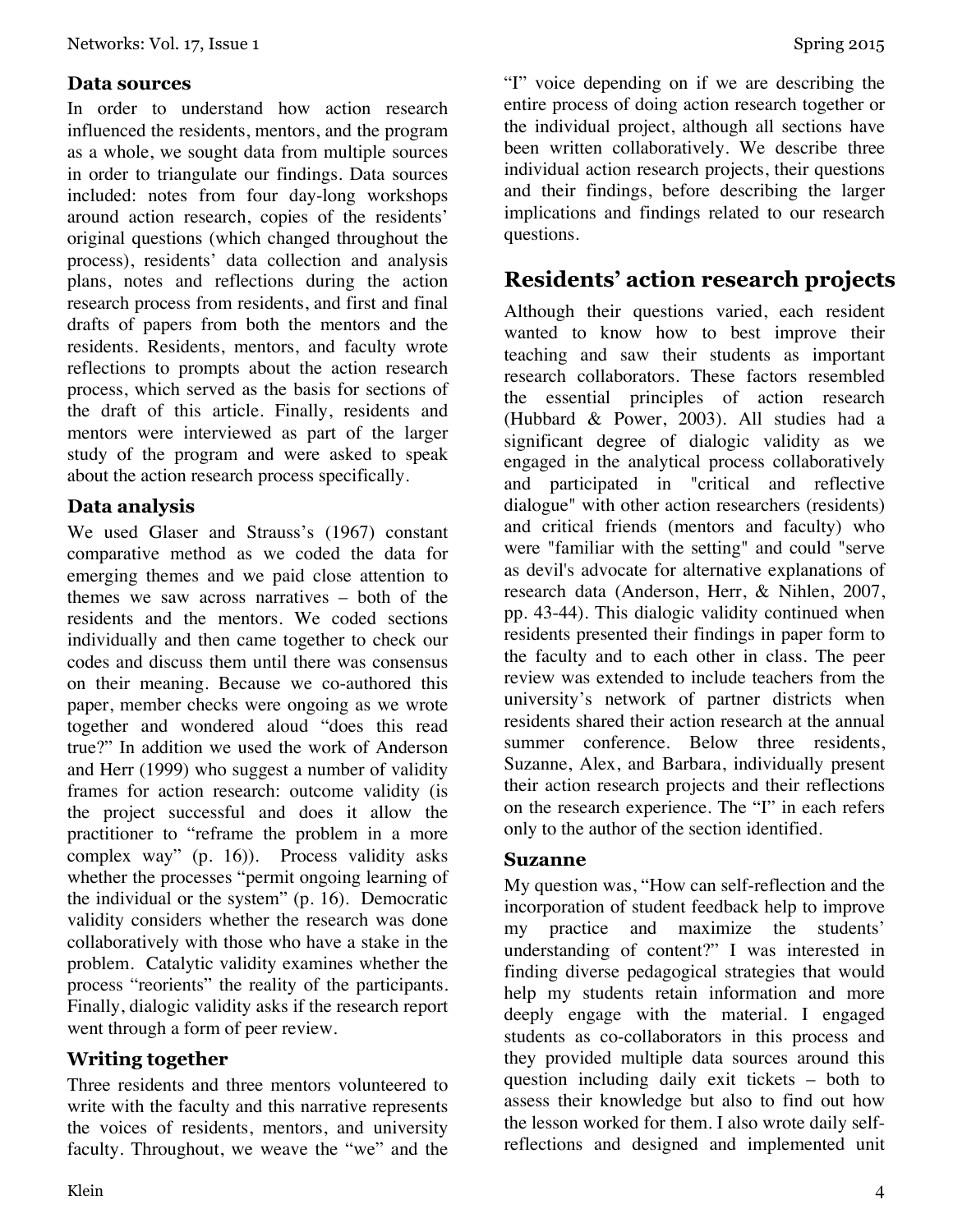### Data sources

In order to understand how action research influenced the residents, mentors, and the program as a whole, we sought data from multiple sources in order to triangulate our findings. Data sources included: notes from four day-long workshops around action research, copies of the residents' original questions (which changed throughout the process), residents' data collection and analysis plans, notes and reflections during the action research process from residents, and first and final drafts of papers from both the mentors and the residents. Residents, mentors, and faculty wrote reflections to prompts about the action research process, which served as the basis for sections of the draft of this article. Finally, residents and mentors were interviewed as part of the larger study of the program and were asked to speak about the action research process specifically.

### Data analysis

We used Glaser and Strauss's (1967) constant comparative method as we coded the data for emerging themes and we paid close attention to themes we saw across narratives – both of the residents and the mentors. We coded sections individually and then came together to check our codes and discuss them until there was consensus on their meaning. Because we co-authored this paper, member checks were ongoing as we wrote together and wondered aloud "does this read true?" In addition we used the work of Anderson and Herr (1999) who suggest a number of validity frames for action research: outcome validity (is the project successful and does it allow the practitioner to "reframe the problem in a more complex way" (p. 16)). Process validity asks whether the processes "permit ongoing learning of the individual or the system" (p. 16). Democratic validity considers whether the research was done collaboratively with those who have a stake in the problem. Catalytic validity examines whether the process "reorients" the reality of the participants. Finally, dialogic validity asks if the research report went through a form of peer review.

### Writing together

Three residents and three mentors volunteered to write with the faculty and this narrative represents the voices of residents, mentors, and university faculty. Throughout, we weave the "we" and the "I" voice depending on if we are describing the entire process of doing action research together or the individual project, although all sections have been written collaboratively. We describe three individual action research projects, their questions and their findings, before describing the larger implications and findings related to our research questions.

## Residents' action research projects

Although their questions varied, each resident wanted to know how to best improve their teaching and saw their students as important research collaborators. These factors resembled the essential principles of action research (Hubbard & Power, 2003). All studies had a significant degree of dialogic validity as we engaged in the analytical process collaboratively and participated in "critical and reflective dialogue" with other action researchers (residents) and critical friends (mentors and faculty) who were "familiar with the setting" and could "serve as devil's advocate for alternative explanations of research data (Anderson, Herr, & Nihlen, 2007, pp. 43-44). This dialogic validity continued when residents presented their findings in paper form to the faculty and to each other in class. The peer review was extended to include teachers from the university's network of partner districts when residents shared their action research at the annual summer conference. Below three residents, Suzanne, Alex, and Barbara, individually present their action research projects and their reflections on the research experience. The "I" in each refers only to the author of the section identified.

### Suzanne

My question was, "How can self-reflection and the incorporation of student feedback help to improve my practice and maximize the students' understanding of content?" I was interested in finding diverse pedagogical strategies that would help my students retain information and more deeply engage with the material. I engaged students as co-collaborators in this process and they provided multiple data sources around this question including daily exit tickets – both to assess their knowledge but also to find out how the lesson worked for them. I also wrote daily self-reflections and designed and implemented unit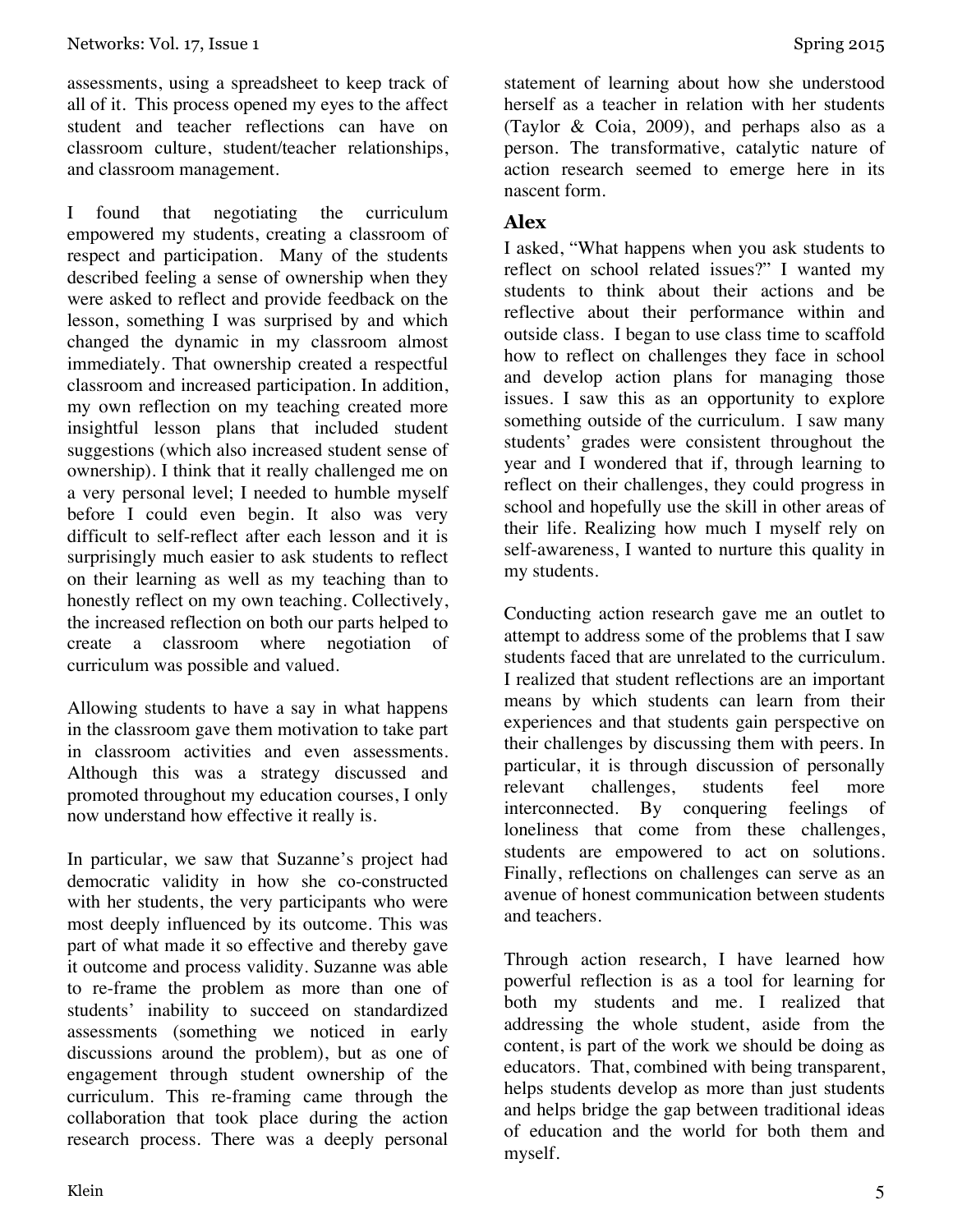assessments, using a spreadsheet to keep track of all of it. This process opened my eyes to the affect student and teacher reflections can have on classroom culture, student/teacher relationships, and classroom management.

I found that negotiating the curriculum empowered my students, creating a classroom of respect and participation. Many of the students described feeling a sense of ownership when they were asked to reflect and provide feedback on the lesson, something I was surprised by and which changed the dynamic in my classroom almost immediately. That ownership created a respectful classroom and increased participation. In addition, my own reflection on my teaching created more insightful lesson plans that included student suggestions (which also increased student sense of ownership). I think that it really challenged me on a very personal level; I needed to humble myself before I could even begin. It also was very difficult to self-reflect after each lesson and it is surprisingly much easier to ask students to reflect on their learning as well as my teaching than to honestly reflect on my own teaching. Collectively, the increased reflection on both our parts helped to create a classroom where negotiation of curriculum was possible and valued.

Allowing students to have a say in what happens in the classroom gave them motivation to take part in classroom activities and even assessments. Although this was a strategy discussed and promoted throughout my education courses, I only now understand how effective it really is.

In particular, we saw that Suzanne's project had democratic validity in how she co-constructed with her students, the very participants who were most deeply influenced by its outcome. This was part of what made it so effective and thereby gave it outcome and process validity. Suzanne was able to re-frame the problem as more than one of students' inability to succeed on standardized assessments (something we noticed in early discussions around the problem), but as one of engagement through student ownership of the curriculum. This re-framing came through the collaboration that took place during the action research process. There was a deeply personal statement of learning about how she understood herself as a teacher in relation with her students (Taylor & Coia, 2009), and perhaps also as a person. The transformative, catalytic nature of action research seemed to emerge here in its nascent form.

## Alex

I asked, "What happens when you ask students to reflect on school related issues?" I wanted my students to think about their actions and be reflective about their performance within and outside class. I began to use class time to scaffold how to reflect on challenges they face in school and develop action plans for managing those issues. I saw this as an opportunity to explore something outside of the curriculum. I saw many students' grades were consistent throughout the year and I wondered that if, through learning to reflect on their challenges, they could progress in school and hopefully use the skill in other areas of their life. Realizing how much I myself rely on self-awareness, I wanted to nurture this quality in my students.

Conducting action research gave me an outlet to attempt to address some of the problems that I saw students faced that are unrelated to the curriculum. I realized that student reflections are an important means by which students can learn from their experiences and that students gain perspective on their challenges by discussing them with peers. In particular, it is through discussion of personally relevant challenges, students feel more interconnected. By conquering feelings of loneliness that come from these challenges, students are empowered to act on solutions. Finally, reflections on challenges can serve as an avenue of honest communication between students and teachers.

Through action research, I have learned how powerful reflection is as a tool for learning for both my students and me. I realized that addressing the whole student, aside from the content, is part of the work we should be doing as educators. That, combined with being transparent, helps students develop as more than just students and helps bridge the gap between traditional ideas of education and the world for both them and myself.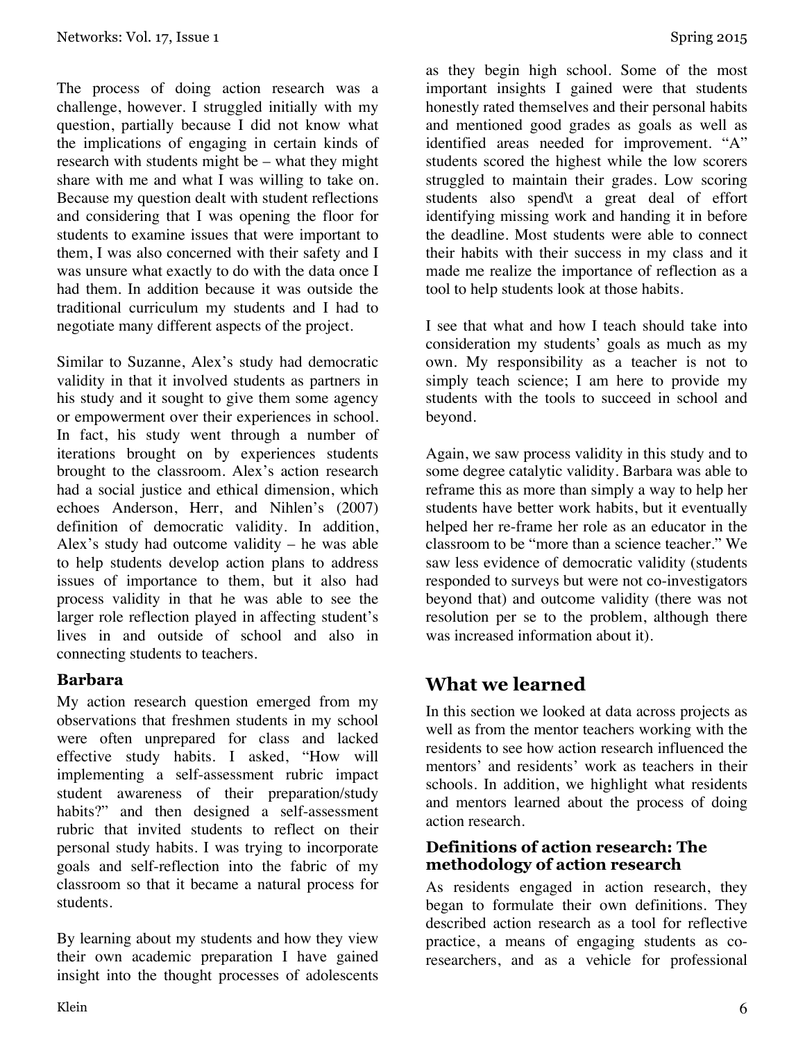The process of doing action research was a challenge, however. I struggled initially with my question, partially because I did not know what the implications of engaging in certain kinds of research with students might be – what they might share with me and what I was willing to take on. Because my question dealt with student reflections and considering that I was opening the floor for students to examine issues that were important to them, I was also concerned with their safety and I was unsure what exactly to do with the data once I had them. In addition because it was outside the traditional curriculum my students and I had to negotiate many different aspects of the project.

Similar to Suzanne, Alex's study had democratic validity in that it involved students as partners in his study and it sought to give them some agency or empowerment over their experiences in school. In fact, his study went through a number of iterations brought on by experiences students brought to the classroom. Alex's action research had a social justice and ethical dimension, which echoes Anderson, Herr, and Nihlen's (2007) definition of democratic validity. In addition, Alex's study had outcome validity – he was able to help students develop action plans to address issues of importance to them, but it also had process validity in that he was able to see the larger role reflection played in affecting student's lives in and outside of school and also in connecting students to teachers.

### Barbara

My action research question emerged from my observations that freshmen students in my school were often unprepared for class and lacked effective study habits. I asked, "How will implementing a self-assessment rubric impact student awareness of their preparation/study habits?" and then designed a self-assessment rubric that invited students to reflect on their personal study habits. I was trying to incorporate goals and self-reflection into the fabric of my classroom so that it became a natural process for students.

By learning about my students and how they view their own academic preparation I have gained insight into the thought processes of adolescents as they begin high school. Some of the most important insights I gained were that students honestly rated themselves and their personal habits and mentioned good grades as goals as well as identified areas needed for improvement. "A" students scored the highest while the low scorers struggled to maintain their grades. Low scoring students also spend\t a great deal of effort identifying missing work and handing it in before the deadline. Most students were able to connect their habits with their success in my class and it made me realize the importance of reflection as a tool to help students look at those habits.

I see that what and how I teach should take into consideration my students' goals as much as my own. My responsibility as a teacher is not to simply teach science; I am here to provide my students with the tools to succeed in school and beyond.

Again, we saw process validity in this study and to some degree catalytic validity. Barbara was able to reframe this as more than simply a way to help her students have better work habits, but it eventually helped her re-frame her role as an educator in the classroom to be "more than a science teacher." We saw less evidence of democratic validity (students responded to surveys but were not co-investigators beyond that) and outcome validity (there was not resolution per se to the problem, although there was increased information about it).

## What we learned

In this section we looked at data across projects as well as from the mentor teachers working with the residents to see how action research influenced the mentors' and residents' work as teachers in their schools. In addition, we highlight what residents and mentors learned about the process of doing action research.

### Definitions of action research: The methodology of action research

As residents engaged in action research, they began to formulate their own definitions. They described action research as a tool for reflective practice, a means of engaging students as co-researchers, and as a vehicle for professional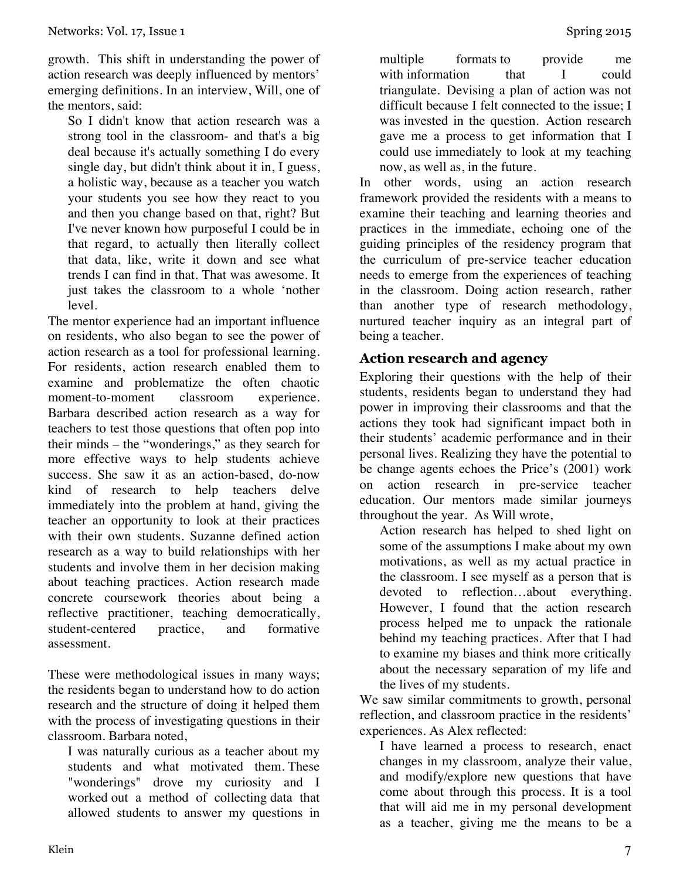growth. This shift in understanding the power of action research was deeply influenced by mentors' emerging definitions. In an interview, Will, one of the mentors, said:

> So I didn't know that action research was a strong tool in the classroom- and that's a big deal because it's actually something I do every single day, but didn't think about it in, I guess, a holistic way, because as a teacher you watch your students you see how they react to you and then you change based on that, right? But I've never known how purposeful I could be in that regard, to actually then literally collect that data, like, write it down and see what trends I can find in that. That was awesome. It just takes the classroom to a whole 'nother level.

The mentor experience had an important influence on residents, who also began to see the power of action research as a tool for professional learning. For residents, action research enabled them to examine and problematize the often chaotic moment-to-moment classroom experience. Barbara described action research as a way for teachers to test those questions that often pop into their minds – the "wonderings," as they search for more effective ways to help students achieve success. She saw it as an action-based, do-now kind of research to help teachers delve immediately into the problem at hand, giving the teacher an opportunity to look at their practices with their own students. Suzanne defined action research as a way to build relationships with her students and involve them in her decision making about teaching practices. Action research made concrete coursework theories about being a reflective practitioner, teaching democratically, student-centered practice, and formative assessment.

These were methodological issues in many ways; the residents began to understand how to do action research and the structure of doing it helped them with the process of investigating questions in their classroom. Barbara noted,

> I was naturally curious as a teacher about my students and what motivated them. These "wonderings" drove my curiosity and I worked out a method of collecting data that allowed students to answer my questions in multiple formats to provide me with information that I could triangulate. Devising a plan of action was not difficult because I felt connected to the issue; I was invested in the question. Action research gave me a process to get information that I could use immediately to look at my teaching now, as well as, in the future.

In other words, using an action research framework provided the residents with a means to examine their teaching and learning theories and practices in the immediate, echoing one of the guiding principles of the residency program that the curriculum of pre-service teacher education needs to emerge from the experiences of teaching in the classroom. Doing action research, rather than another type of research methodology, nurtured teacher inquiry as an integral part of being a teacher.

## Action research and agency

Exploring their questions with the help of their students, residents began to understand they had power in improving their classrooms and that the actions they took had significant impact both in their students' academic performance and in their personal lives. Realizing they have the potential to be change agents echoes the Price's (2001) work on action research in pre-service teacher education. Our mentors made similar journeys throughout the year. As Will wrote,

> Action research has helped to shed light on some of the assumptions I make about my own motivations, as well as my actual practice in the classroom. I see myself as a person that is devoted to reflection…about everything. However, I found that the action research process helped me to unpack the rationale behind my teaching practices. After that I had to examine my biases and think more critically about the necessary separation of my life and the lives of my students.

We saw similar commitments to growth, personal reflection, and classroom practice in the residents' experiences. As Alex reflected:

> I have learned a process to research, enact changes in my classroom, analyze their value, and modify/explore new questions that have come about through this process. It is a tool that will aid me in my personal development as a teacher, giving me the means to be a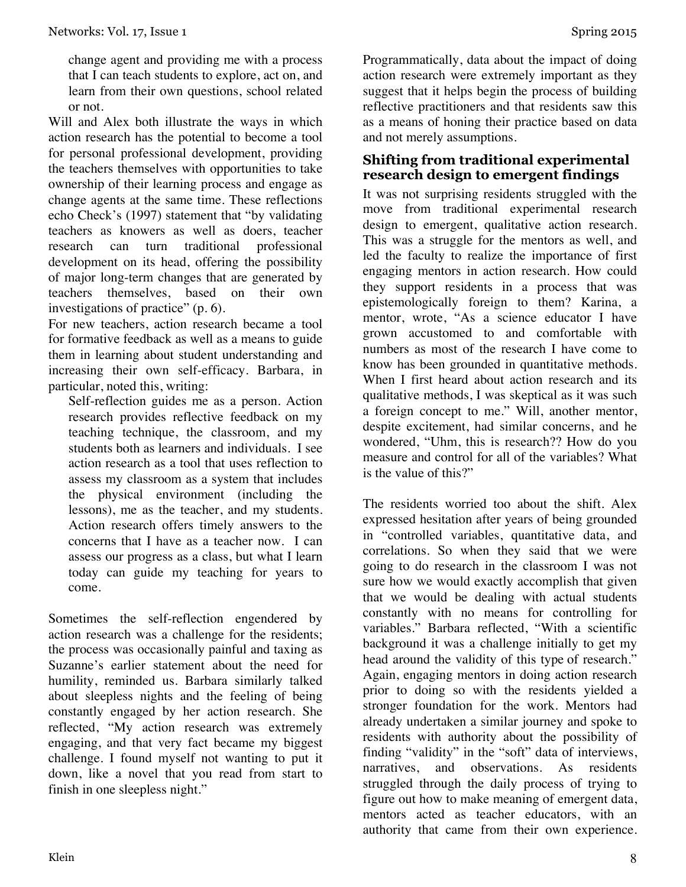change agent and providing me with a process that I can teach students to explore, act on, and learn from their own questions, school related or not.

Will and Alex both illustrate the ways in which action research has the potential to become a tool for personal professional development, providing the teachers themselves with opportunities to take ownership of their learning process and engage as change agents at the same time. These reflections echo Check's (1997) statement that "by validating teachers as knowers as well as doers, teacher research can turn traditional professional development on its head, offering the possibility of major long-term changes that are generated by teachers themselves, based on their own investigations of practice" (p. 6).

For new teachers, action research became a tool for formative feedback as well as a means to guide them in learning about student understanding and increasing their own self-efficacy. Barbara, in particular, noted this, writing:

> Self-reflection guides me as a person. Action research provides reflective feedback on my teaching technique, the classroom, and my students both as learners and individuals. I see action research as a tool that uses reflection to assess my classroom as a system that includes the physical environment (including the lessons), me as the teacher, and my students. Action research offers timely answers to the concerns that I have as a teacher now. I can assess our progress as a class, but what I learn today can guide my teaching for years to come.

Sometimes the self-reflection engendered by action research was a challenge for the residents; the process was occasionally painful and taxing as Suzanne's earlier statement about the need for humility, reminded us. Barbara similarly talked about sleepless nights and the feeling of being constantly engaged by her action research. She reflected, "My action research was extremely engaging, and that very fact became my biggest challenge. I found myself not wanting to put it down, like a novel that you read from start to finish in one sleepless night."

Programmatically, data about the impact of doing action research were extremely important as they suggest that it helps begin the process of building reflective practitioners and that residents saw this as a means of honing their practice based on data and not merely assumptions.

## Shifting from traditional experimental research design to emergent findings

It was not surprising residents struggled with the move from traditional experimental research design to emergent, qualitative action research. This was a struggle for the mentors as well, and led the faculty to realize the importance of first engaging mentors in action research. How could they support residents in a process that was epistemologically foreign to them? Karina, a mentor, wrote, "As a science educator I have grown accustomed to and comfortable with numbers as most of the research I have come to know has been grounded in quantitative methods. When I first heard about action research and its qualitative methods, I was skeptical as it was such a foreign concept to me." Will, another mentor, despite excitement, had similar concerns, and he wondered, "Uhm, this is research?? How do you measure and control for all of the variables? What is the value of this?"

The residents worried too about the shift. Alex expressed hesitation after years of being grounded in "controlled variables, quantitative data, and correlations. So when they said that we were going to do research in the classroom I was not sure how we would exactly accomplish that given that we would be dealing with actual students constantly with no means for controlling for variables." Barbara reflected, "With a scientific background it was a challenge initially to get my head around the validity of this type of research." Again, engaging mentors in doing action research prior to doing so with the residents yielded a stronger foundation for the work. Mentors had already undertaken a similar journey and spoke to residents with authority about the possibility of finding "validity" in the "soft" data of interviews, narratives, and observations. As residents struggled through the daily process of trying to figure out how to make meaning of emergent data, mentors acted as teacher educators, with an authority that came from their own experience.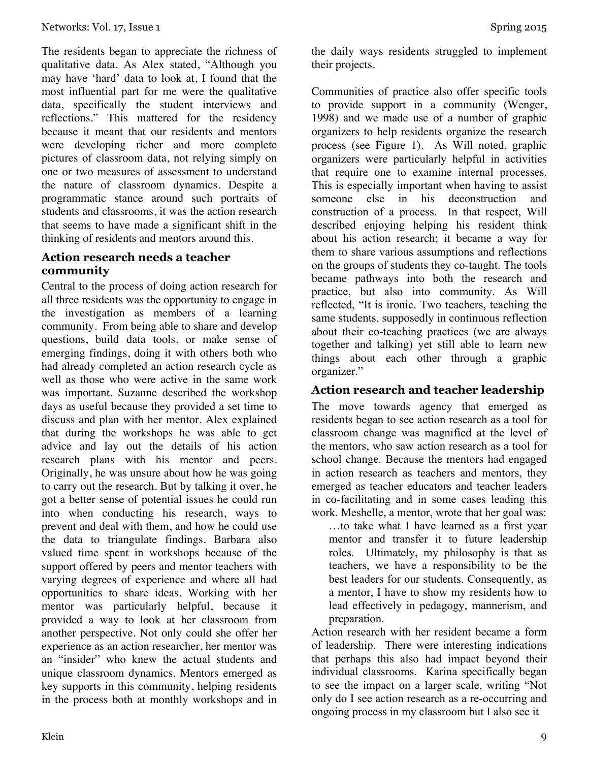The residents began to appreciate the richness of qualitative data. As Alex stated, "Although you may have 'hard' data to look at, I found that the most influential part for me were the qualitative data, specifically the student interviews and reflections." This mattered for the residency because it meant that our residents and mentors were developing richer and more complete pictures of classroom data, not relying simply on one or two measures of assessment to understand the nature of classroom dynamics. Despite a programmatic stance around such portraits of students and classrooms, it was the action research that seems to have made a significant shift in the thinking of residents and mentors around this.

### Action research needs a teacher community

Central to the process of doing action research for all three residents was the opportunity to engage in the investigation as members of a learning community. From being able to share and develop questions, build data tools, or make sense of emerging findings, doing it with others both who had already completed an action research cycle as well as those who were active in the same work was important. Suzanne described the workshop days as useful because they provided a set time to discuss and plan with her mentor. Alex explained that during the workshops he was able to get advice and lay out the details of his action research plans with his mentor and peers. Originally, he was unsure about how he was going to carry out the research. But by talking it over, he got a better sense of potential issues he could run into when conducting his research, ways to prevent and deal with them, and how he could use the data to triangulate findings. Barbara also valued time spent in workshops because of the support offered by peers and mentor teachers with varying degrees of experience and where all had opportunities to share ideas. Working with her mentor was particularly helpful, because it provided a way to look at her classroom from another perspective. Not only could she offer her experience as an action researcher, her mentor was an "insider" who knew the actual students and unique classroom dynamics. Mentors emerged as key supports in this community, helping residents in the process both at monthly workshops and in the daily ways residents struggled to implement their projects.

Communities of practice also offer specific tools to provide support in a community (Wenger, 1998) and we made use of a number of graphic organizers to help residents organize the research process (see Figure 1). As Will noted, graphic organizers were particularly helpful in activities that require one to examine internal processes. This is especially important when having to assist someone else in his deconstruction and construction of a process. In that respect, Will described enjoying helping his resident think about his action research; it became a way for them to share various assumptions and reflections on the groups of students they co-taught. The tools became pathways into both the research and practice, but also into community. As Will reflected, "It is ironic. Two teachers, teaching the same students, supposedly in continuous reflection about their co-teaching practices (we are always together and talking) yet still able to learn new things about each other through a graphic organizer."

### Action research and teacher leadership

The move towards agency that emerged as residents began to see action research as a tool for classroom change was magnified at the level of the mentors, who saw action research as a tool for school change. Because the mentors had engaged in action research as teachers and mentors, they emerged as teacher educators and teacher leaders in co-facilitating and in some cases leading this work. Meshelle, a mentor, wrote that her goal was:

> …to take what I have learned as a first year mentor and transfer it to future leadership roles. Ultimately, my philosophy is that as teachers, we have a responsibility to be the best leaders for our students. Consequently, as a mentor, I have to show my residents how to lead effectively in pedagogy, mannerism, and preparation.

Action research with her resident became a form of leadership. There were interesting indications that perhaps this also had impact beyond their individual classrooms. Karina specifically began to see the impact on a larger scale, writing "Not only do I see action research as a re-occurring and ongoing process in my classroom but I also see it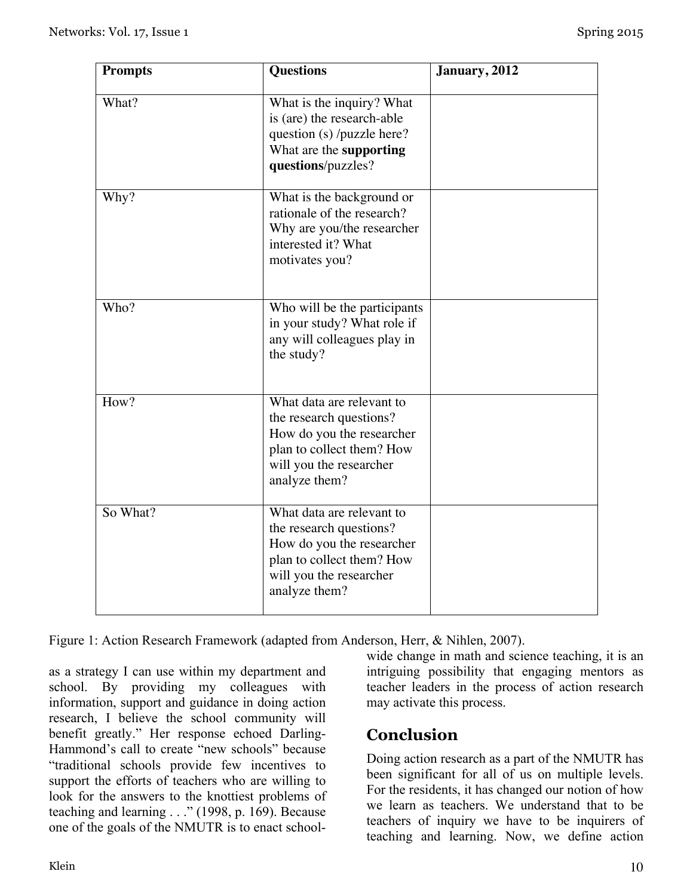| Prompts | Questions | January, 2012 |
| --- | --- | --- |
| What? | What is the inquiry? What is (are) the research-able question (s) /puzzle here? What are the **supporting questions**/puzzles? | |
| Why? | What is the background or rationale of the research? Why are you/the researcher interested it? What motivates you? | |
| Who? | Who will be the participants in your study? What role if any will colleagues play in the study? | |
| How? | What data are relevant to the research questions? How do you the researcher plan to collect them? How will you the researcher analyze them? | |
| So What? | What data are relevant to the research questions? How do you the researcher plan to collect them? How will you the researcher analyze them? | |

Figure 1: Action Research Framework (adapted from Anderson, Herr, & Nihlen, 2007).

as a strategy I can use within my department and school. By providing my colleagues with information, support and guidance in doing action research, I believe the school community will benefit greatly." Her response echoed Darling-Hammond's call to create "new schools" because "traditional schools provide few incentives to support the efforts of teachers who are willing to look for the answers to the knottiest problems of teaching and learning . . ." (1998, p. 169). Because one of the goals of the NMUTR is to enact school-wide change in math and science teaching, it is an intriguing possibility that engaging mentors as teacher leaders in the process of action research may activate this process.

## Conclusion

Doing action research as a part of the NMUTR has been significant for all of us on multiple levels. For the residents, it has changed our notion of how we learn as teachers. We understand that to be teachers of inquiry we have to be inquirers of teaching and learning. Now, we define action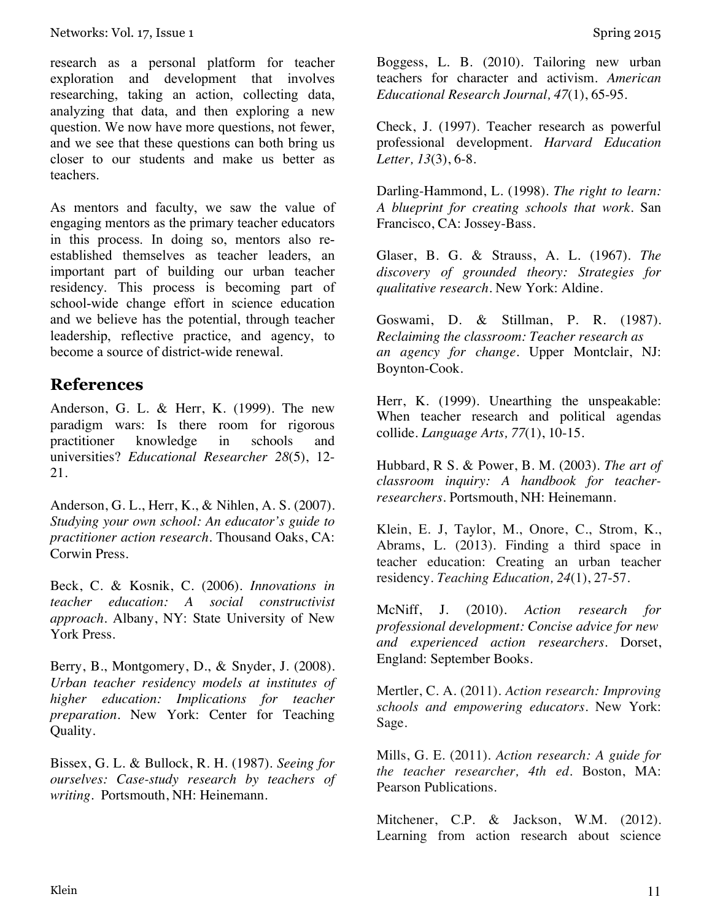research as a personal platform for teacher exploration and development that involves researching, taking an action, collecting data, analyzing that data, and then exploring a new question. We now have more questions, not fewer, and we see that these questions can both bring us closer to our students and make us better as teachers.

As mentors and faculty, we saw the value of engaging mentors as the primary teacher educators in this process. In doing so, mentors also re-established themselves as teacher leaders, an important part of building our urban teacher residency. This process is becoming part of school-wide change effort in science education and we believe has the potential, through teacher leadership, reflective practice, and agency, to become a source of district-wide renewal.

## References

Anderson, G. L. & Herr, K. (1999). The new paradigm wars: Is there room for rigorous practitioner knowledge in schools and universities? *Educational Researcher 28*(5), 12-21.

Anderson, G. L., Herr, K., & Nihlen, A. S. (2007). *Studying your own school: An educator's guide to practitioner action research*. Thousand Oaks, CA: Corwin Press.

Beck, C. & Kosnik, C. (2006). *Innovations in teacher education: A social constructivist approach*. Albany, NY: State University of New York Press.

Berry, B., Montgomery, D., & Snyder, J. (2008). *Urban teacher residency models at institutes of higher education: Implications for teacher preparation*. New York: Center for Teaching Quality.

Bissex, G. L. & Bullock, R. H. (1987). *Seeing for ourselves: Case-study research by teachers of writing*. Portsmouth, NH: Heinemann.

Boggess, L. B. (2010). Tailoring new urban teachers for character and activism. *American Educational Research Journal, 47*(1), 65-95.

Check, J. (1997). Teacher research as powerful professional development. *Harvard Education Letter, 13*(3), 6-8.

Darling-Hammond, L. (1998). *The right to learn: A blueprint for creating schools that work*. San Francisco, CA: Jossey-Bass.

Glaser, B. G. & Strauss, A. L. (1967). *The discovery of grounded theory: Strategies for qualitative research*. New York: Aldine.

Goswami, D. & Stillman, P. R. (1987). *Reclaiming the classroom: Teacher research as an agency for change*. Upper Montclair, NJ: Boynton-Cook.

Herr, K. (1999). Unearthing the unspeakable: When teacher research and political agendas collide. *Language Arts, 77*(1), 10-15.

Hubbard, R S. & Power, B. M. (2003). *The art of classroom inquiry: A handbook for teacher-researchers*. Portsmouth, NH: Heinemann.

Klein, E. J, Taylor, M., Onore, C., Strom, K., Abrams, L. (2013). Finding a third space in teacher education: Creating an urban teacher residency. *Teaching Education, 24*(1), 27-57.

McNiff, J. (2010). *Action research for professional development: Concise advice for new and experienced action researchers*. Dorset, England: September Books.

Mertler, C. A. (2011). *Action research: Improving schools and empowering educators*. New York: Sage.

Mills, G. E. (2011). *Action research: A guide for the teacher researcher, 4th ed*. Boston, MA: Pearson Publications.

Mitchener, C.P. & Jackson, W.M. (2012). Learning from action research about science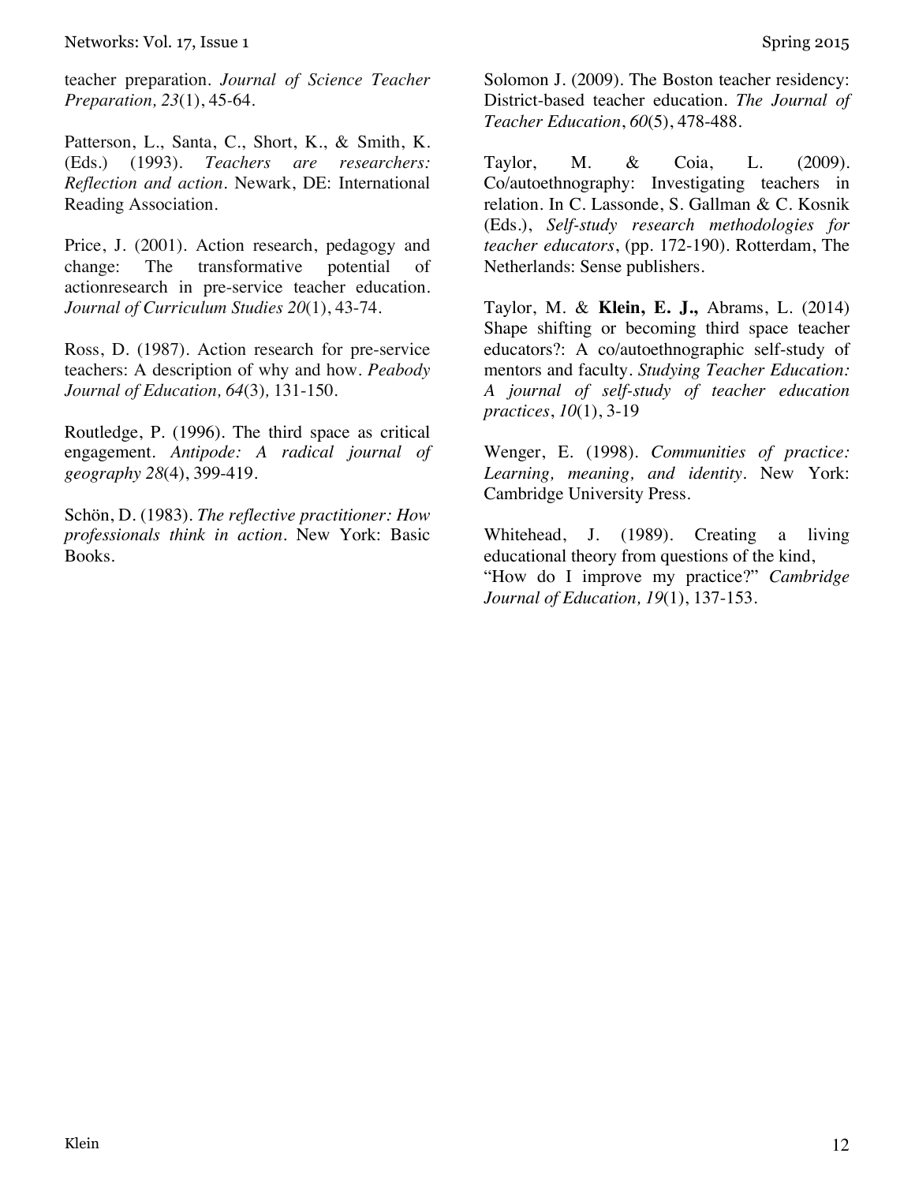teacher preparation. *Journal of Science Teacher Preparation, 23*(1), 45-64.

Patterson, L., Santa, C., Short, K., & Smith, K. (Eds.) (1993). *Teachers are researchers: Reflection and action*. Newark, DE: International Reading Association.

Price, J. (2001). Action research, pedagogy and change: The transformative potential of actionresearch in pre-service teacher education. *Journal of Curriculum Studies 20*(1), 43-74.

Ross, D. (1987). Action research for pre-service teachers: A description of why and how. *Peabody Journal of Education, 64*(3), 131-150.

Routledge, P. (1996). The third space as critical engagement. *Antipode: A radical journal of geography 28*(4), 399-419.

Schön, D. (1983). *The reflective practitioner: How professionals think in action*. New York: Basic Books.

Solomon J. (2009). The Boston teacher residency: District-based teacher education. *The Journal of Teacher Education*, *60*(5), 478-488.

Taylor, M. & Coia, L. (2009). Co/autoethnography: Investigating teachers in relation. In C. Lassonde, S. Gallman & C. Kosnik (Eds.), *Self-study research methodologies for teacher educators*, (pp. 172-190). Rotterdam, The Netherlands: Sense publishers.

Taylor, M. & **Klein, E. J.,** Abrams, L. (2014) Shape shifting or becoming third space teacher educators?: A co/autoethnographic self-study of mentors and faculty. *Studying Teacher Education: A journal of self-study of teacher education practices*, *10*(1), 3-19

Wenger, E. (1998). *Communities of practice: Learning, meaning, and identity*. New York: Cambridge University Press.

Whitehead, J. (1989). Creating a living educational theory from questions of the kind, "How do I improve my practice?" *Cambridge Journal of Education, 19*(1), 137-153.